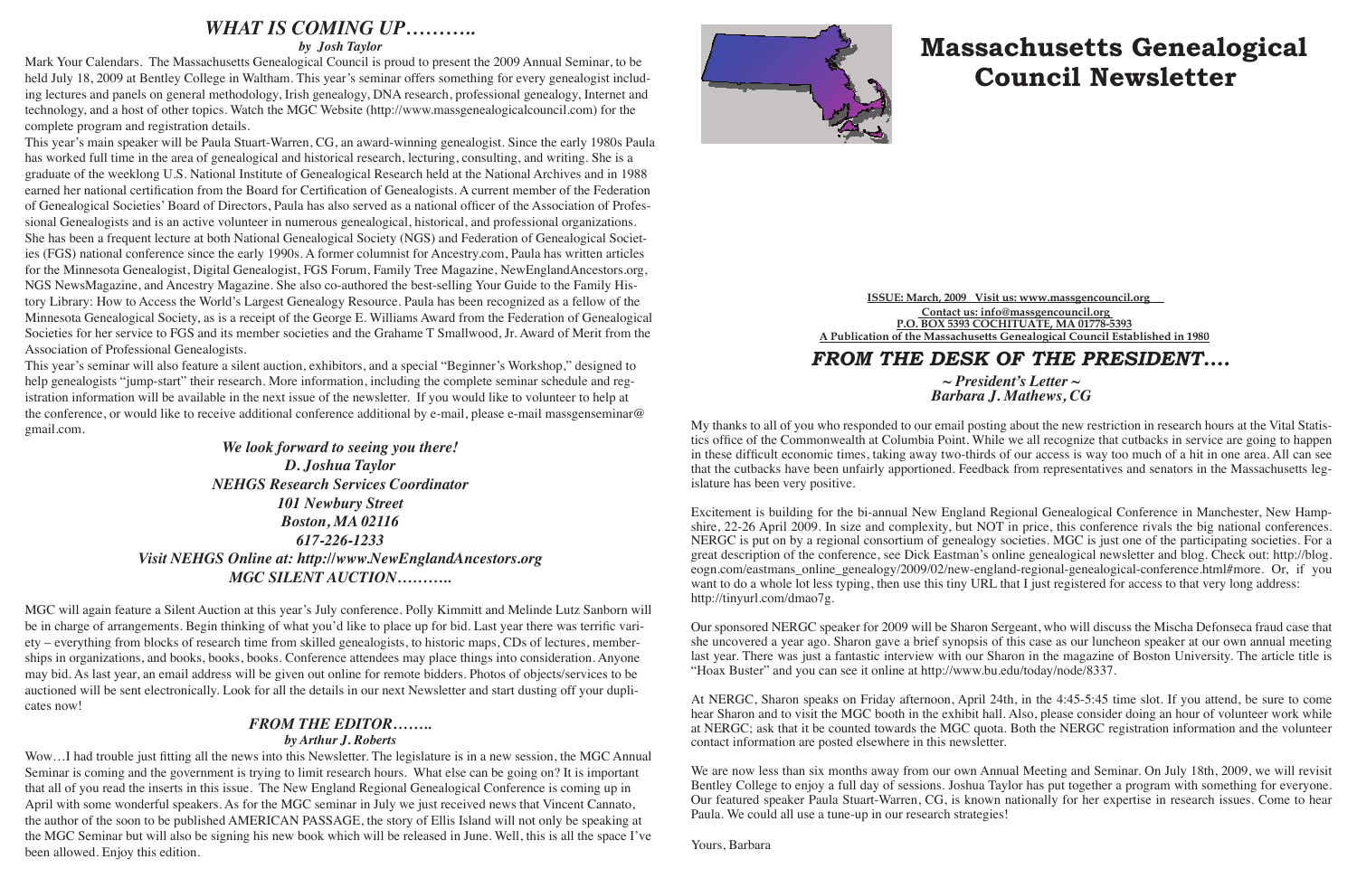# Massachusetts Genealogical Council Newsletter

**ISSUE: March, 2009 Visit us: www.massgencouncil.org**
**Contact us: info@massgencouncil.org**
**P.O. BOX 5393 COCHITUATE, MA 01778-5393**
**A Publication of the Massachusetts Genealogical Council Established in 1980**

## *FROM THE DESK OF THE PRESIDENT....*

***~ President's Letter ~***
***Barbara J. Mathews, CG***

My thanks to all of you who responded to our email posting about the new restriction in research hours at the Vital Statistics office of the Commonwealth at Columbia Point. While we all recognize that cutbacks in service are going to happen in these difficult economic times, taking away two-thirds of our access is way too much of a hit in one area. All can see that the cutbacks have been unfairly apportioned. Feedback from representatives and senators in the Massachusetts legislature has been very positive.

Excitement is building for the bi-annual New England Regional Genealogical Conference in Manchester, New Hampshire, 22-26 April 2009. In size and complexity, but NOT in price, this conference rivals the big national conferences. NERGC is put on by a regional consortium of genealogy societies. MGC is just one of the participating societies. For a great description of the conference, see Dick Eastman's online genealogical newsletter and blog. Check out: http://blog.eogn.com/eastmans_online_genealogy/2009/02/new-england-regional-genealogical-conference.html#more. Or, if you want to do a whole lot less typing, then use this tiny URL that I just registered for access to that very long address: http://tinyurl.com/dmao7g.

Our sponsored NERGC speaker for 2009 will be Sharon Sergeant, who will discuss the Mischa Defonseca fraud case that she uncovered a year ago. Sharon gave a brief synopsis of this case as our luncheon speaker at our own annual meeting last year. There was just a fantastic interview with our Sharon in the magazine of Boston University. The article title is "Hoax Buster" and you can see it online at http://www.bu.edu/today/node/8337.

At NERGC, Sharon speaks on Friday afternoon, April 24th, in the 4:45-5:45 time slot. If you attend, be sure to come hear Sharon and to visit the MGC booth in the exhibit hall. Also, please consider doing an hour of volunteer work while at NERGC; ask that it be counted towards the MGC quota. Both the NERGC registration information and the volunteer contact information are posted elsewhere in this newsletter.

We are now less than six months away from our own Annual Meeting and Seminar. On July 18th, 2009, we will revisit Bentley College to enjoy a full day of sessions. Joshua Taylor has put together a program with something for everyone. Our featured speaker Paula Stuart-Warren, CG, is known nationally for her expertise in research issues. Come to hear Paula. We could all use a tune-up in our research strategies!

Yours, Barbara

## *WHAT IS COMING UP………..*

***by Josh Taylor***

Mark Your Calendars. The Massachusetts Genealogical Council is proud to present the 2009 Annual Seminar, to be held July 18, 2009 at Bentley College in Waltham. This year's seminar offers something for every genealogist including lectures and panels on general methodology, Irish genealogy, DNA research, professional genealogy, Internet and technology, and a host of other topics. Watch the MGC Website (http://www.massgenealogicalcouncil.com) for the complete program and registration details.

This year's main speaker will be Paula Stuart-Warren, CG, an award-winning genealogist. Since the early 1980s Paula has worked full time in the area of genealogical and historical research, lecturing, consulting, and writing. She is a graduate of the weeklong U.S. National Institute of Genealogical Research held at the National Archives and in 1988 earned her national certification from the Board for Certification of Genealogists. A current member of the Federation of Genealogical Societies' Board of Directors, Paula has also served as a national officer of the Association of Professional Genealogists and is an active volunteer in numerous genealogical, historical, and professional organizations. She has been a frequent lecture at both National Genealogical Society (NGS) and Federation of Genealogical Societies (FGS) national conference since the early 1990s. A former columnist for Ancestry.com, Paula has written articles for the Minnesota Genealogist, Digital Genealogist, FGS Forum, Family Tree Magazine, NewEnglandAncestors.org, NGS NewsMagazine, and Ancestry Magazine. She also co-authored the best-selling Your Guide to the Family History Library: How to Access the World's Largest Genealogy Resource. Paula has been recognized as a fellow of the Minnesota Genealogical Society, as is a receipt of the George E. Williams Award from the Federation of Genealogical Societies for her service to FGS and its member societies and the Grahame T Smallwood, Jr. Award of Merit from the Association of Professional Genealogists.

This year's seminar will also feature a silent auction, exhibitors, and a special "Beginner's Workshop," designed to help genealogists "jump-start" their research. More information, including the complete seminar schedule and registration information will be available in the next issue of the newsletter. If you would like to volunteer to help at the conference, or would like to receive additional conference additional by e-mail, please e-mail massgenseminar@gmail.com.

***We look forward to seeing you there!***
***D. Joshua Taylor***
***NEHGS Research Services Coordinator***
***101 Newbury Street***
***Boston, MA 02116***
***617-226-1233***
***Visit NEHGS Online at: http://www.NewEnglandAncestors.org***

## *MGC SILENT AUCTION………..*

MGC will again feature a Silent Auction at this year's July conference. Polly Kimmitt and Melinde Lutz Sanborn will be in charge of arrangements. Begin thinking of what you'd like to place up for bid. Last year there was terrific variety – everything from blocks of research time from skilled genealogists, to historic maps, CDs of lectures, memberships in organizations, and books, books, books. Conference attendees may place things into consideration. Anyone may bid. As last year, an email address will be given out online for remote bidders. Photos of objects/services to be auctioned will be sent electronically. Look for all the details in our next Newsletter and start dusting off your duplicates now!

## *FROM THE EDITOR……..*

***by Arthur J. Roberts***

Wow…I had trouble just fitting all the news into this Newsletter. The legislature is in a new session, the MGC Annual Seminar is coming and the government is trying to limit research hours. What else can be going on? It is important that all of you read the inserts in this issue. The New England Regional Genealogical Conference is coming up in April with some wonderful speakers. As for the MGC seminar in July we just received news that Vincent Cannato, the author of the soon to be published AMERICAN PASSAGE, the story of Ellis Island will not only be speaking at the MGC Seminar but will also be signing his new book which will be released in June. Well, this is all the space I've been allowed. Enjoy this edition.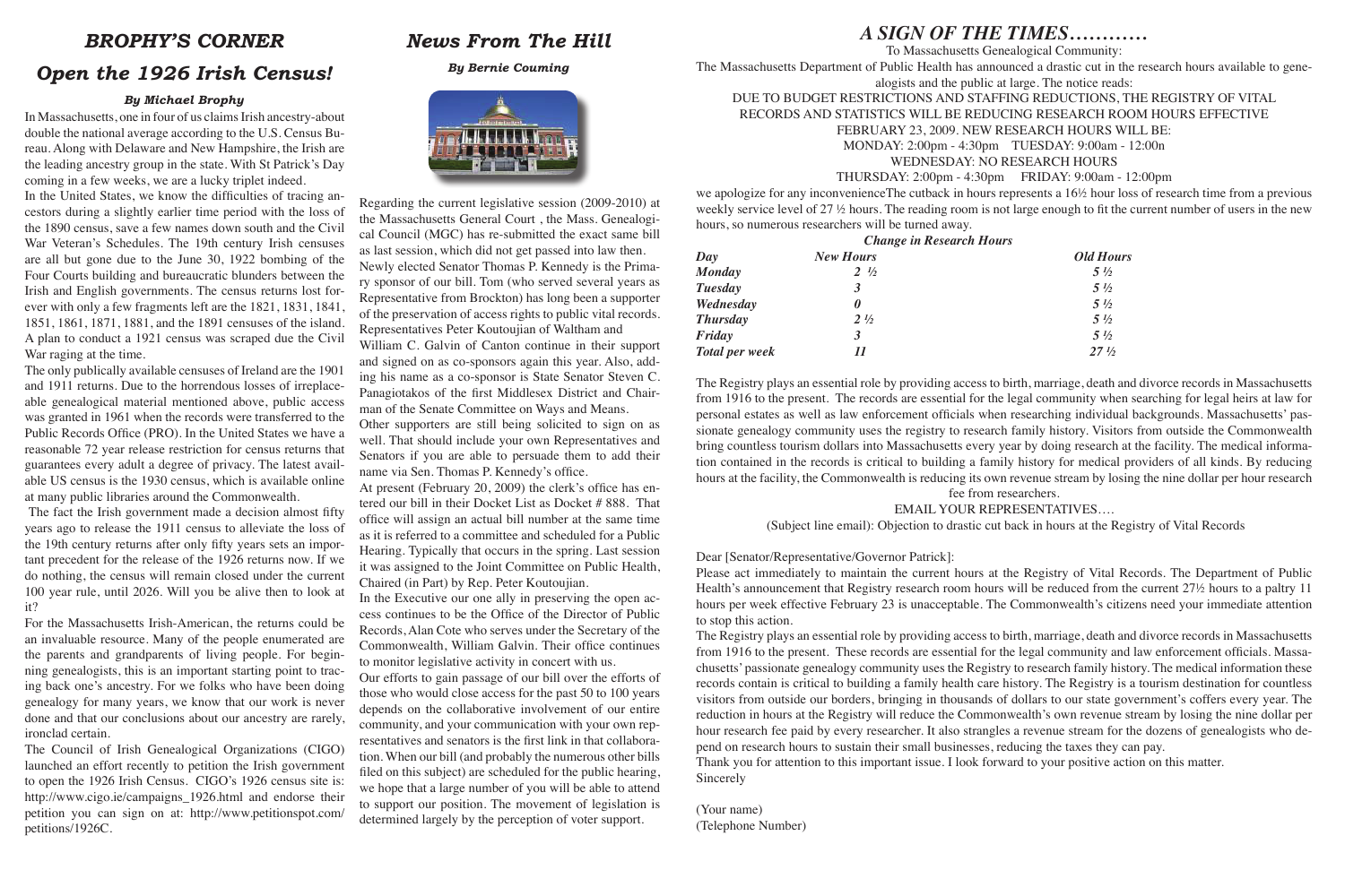## *BROPHY'S CORNER*

## *Open the 1926 Irish Census!*

***By Michael Brophy***

In Massachusetts, one in four of us claims Irish ancestry-about double the national average according to the U.S. Census Bureau. Along with Delaware and New Hampshire, the Irish are the leading ancestry group in the state. With St Patrick's Day coming in a few weeks, we are a lucky triplet indeed.

In the United States, we know the difficulties of tracing ancestors during a slightly earlier time period with the loss of the 1890 census, save a few names down south and the Civil War Veteran's Schedules. The 19th century Irish censuses are all but gone due to the June 30, 1922 bombing of the Four Courts building and bureaucratic blunders between the Irish and English governments. The census returns lost forever with only a few fragments left are the 1821, 1831, 1841, 1851, 1861, 1871, 1881, and the 1891 censuses of the island. A plan to conduct a 1921 census was scraped due the Civil War raging at the time.

The only publically available censuses of Ireland are the 1901 and 1911 returns. Due to the horrendous losses of irreplaceable genealogical material mentioned above, public access was granted in 1961 when the records were transferred to the Public Records Office (PRO). In the United States we have a reasonable 72 year release restriction for census returns that guarantees every adult a degree of privacy. The latest available US census is the 1930 census, which is available online at many public libraries around the Commonwealth.

The fact the Irish government made a decision almost fifty years ago to release the 1911 census to alleviate the loss of the 19th century returns after only fifty years sets an important precedent for the release of the 1926 returns now. If we do nothing, the census will remain closed under the current 100 year rule, until 2026. Will you be alive then to look at it?

For the Massachusetts Irish-American, the returns could be an invaluable resource. Many of the people enumerated are the parents and grandparents of living people. For beginning genealogists, this is an important starting point to tracing back one's ancestry. For we folks who have been doing genealogy for many years, we know that our work is never done and that our conclusions about our ancestry are rarely, ironclad certain.

The Council of Irish Genealogical Organizations (CIGO) launched an effort recently to petition the Irish government to open the 1926 Irish Census. CIGO's 1926 census site is: http://www.cigo.ie/campaigns_1926.html and endorse their petition you can sign on at: http://www.petitionspot.com/petitions/1926C.

## *News From The Hill*

***By Bernie Couming***

Regarding the current legislative session (2009-2010) at the Massachusetts General Court , the Mass. Genealogical Council (MGC) has re-submitted the exact same bill as last session, which did not get passed into law then.

Newly elected Senator Thomas P. Kennedy is the Primary sponsor of our bill. Tom (who served several years as Representative from Brockton) has long been a supporter of the preservation of access rights to public vital records. Representatives Peter Koutoujian of Waltham and William C. Galvin of Canton continue in their support and signed on as co-sponsors again this year. Also, adding his name as a co-sponsor is State Senator Steven C. Panagiotakos of the first Middlesex District and Chairman of the Senate Committee on Ways and Means.

Other supporters are still being solicited to sign on as well. That should include your own Representatives and Senators if you are able to persuade them to add their name via Sen. Thomas P. Kennedy's office.

At present (February 20, 2009) the clerk's office has entered our bill in their Docket List as Docket # 888. That office will assign an actual bill number at the same time as it is referred to a committee and scheduled for a Public Hearing. Typically that occurs in the spring. Last session it was assigned to the Joint Committee on Public Health, Chaired (in Part) by Rep. Peter Koutoujian.

In the Executive our one ally in preserving the open access continues to be the Office of the Director of Public Records, Alan Cote who serves under the Secretary of the Commonwealth, William Galvin. Their office continues to monitor legislative activity in concert with us.

Our efforts to gain passage of our bill over the efforts of those who would close access for the past 50 to 100 years depends on the collaborative involvement of our entire community, and your communication with your own representatives and senators is the first link in that collaboration. When our bill (and probably the numerous other bills filed on this subject) are scheduled for the public hearing, we hope that a large number of you will be able to attend to support our position. The movement of legislation is determined largely by the perception of voter support.

## *A SIGN OF THE TIMES…………*

To Massachusetts Genealogical Community:

The Massachusetts Department of Public Health has announced a drastic cut in the research hours available to genealogists and the public at large. The notice reads:

DUE TO BUDGET RESTRICTIONS AND STAFFING REDUCTIONS, THE REGISTRY OF VITAL RECORDS AND STATISTICS WILL BE REDUCING RESEARCH ROOM HOURS EFFECTIVE FEBRUARY 23, 2009. NEW RESEARCH HOURS WILL BE:

MONDAY: 2:00pm - 4:30pm TUESDAY: 9:00am - 12:00n

WEDNESDAY: NO RESEARCH HOURS

THURSDAY: 2:00pm - 4:30pm FRIDAY: 9:00am - 12:00pm

we apologize for any inconvenienceThe cutback in hours represents a 16½ hour loss of research time from a previous weekly service level of 27 ½ hours. The reading room is not large enough to fit the current number of users in the new hours, so numerous researchers will be turned away.

***Change in Research Hours***

| *Day* | *New Hours* | *Old Hours* |
|---|---|---|
| *Monday* | *2 ½* | *5 ½* |
| *Tuesday* | *3* | *5 ½* |
| *Wednesday* | *0* | *5 ½* |
| *Thursday* | *2 ½* | *5 ½* |
| *Friday* | *3* | *5 ½* |
| *Total per week* | *11* | *27 ½* |

The Registry plays an essential role by providing access to birth, marriage, death and divorce records in Massachusetts from 1916 to the present. The records are essential for the legal community when searching for legal heirs at law for personal estates as well as law enforcement officials when researching individual backgrounds. Massachusetts' passionate genealogy community uses the registry to research family history. Visitors from outside the Commonwealth bring countless tourism dollars into Massachusetts every year by doing research at the facility. The medical information contained in the records is critical to building a family history for medical providers of all kinds. By reducing hours at the facility, the Commonwealth is reducing its own revenue stream by losing the nine dollar per hour research fee from researchers.

EMAIL YOUR REPRESENTATIVES….

(Subject line email): Objection to drastic cut back in hours at the Registry of Vital Records

Dear [Senator/Representative/Governor Patrick]:

Please act immediately to maintain the current hours at the Registry of Vital Records. The Department of Public Health's announcement that Registry research room hours will be reduced from the current 27½ hours to a paltry 11 hours per week effective February 23 is unacceptable. The Commonwealth's citizens need your immediate attention to stop this action.

The Registry plays an essential role by providing access to birth, marriage, death and divorce records in Massachusetts from 1916 to the present. These records are essential for the legal community and law enforcement officials. Massachusetts' passionate genealogy community uses the Registry to research family history. The medical information these records contain is critical to building a family health care history. The Registry is a tourism destination for countless visitors from outside our borders, bringing in thousands of dollars to our state government's coffers every year. The reduction in hours at the Registry will reduce the Commonwealth's own revenue stream by losing the nine dollar per hour research fee paid by every researcher. It also strangles a revenue stream for the dozens of genealogists who depend on research hours to sustain their small businesses, reducing the taxes they can pay.

Thank you for attention to this important issue. I look forward to your positive action on this matter.

Sincerely

(Your name)
(Telephone Number)